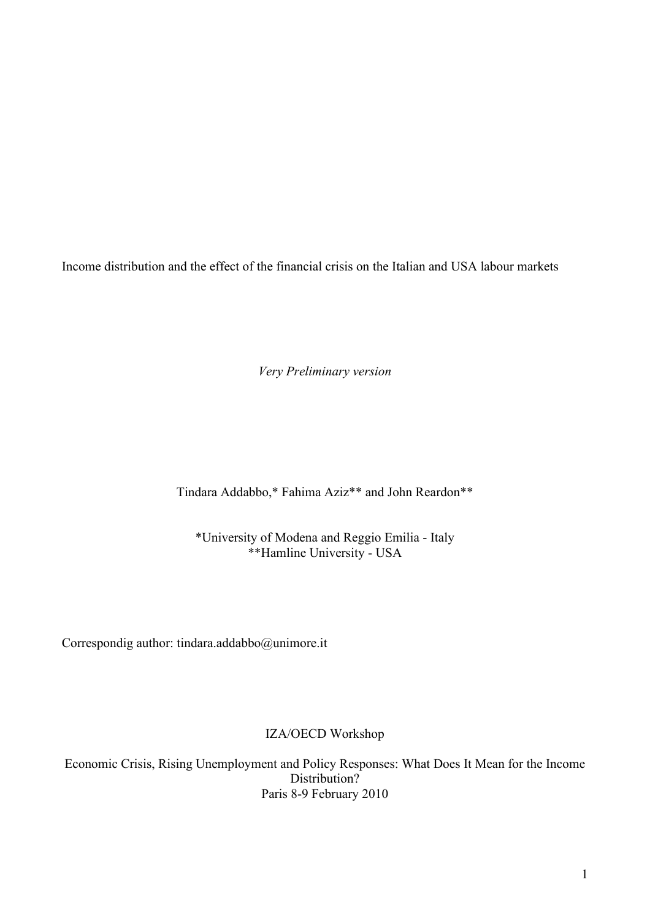# Income distribution and the effect of the financial crisis on the Italian and USA labour markets

*Very Preliminary version*

Tindara Addabbo,* Fahima Aziz** and John Reardon**

*University of Modena and Reggio Emilia - Italy
**Hamline University - USA

Correspondig author: tindara.addabbo@unimore.it

IZA/OECD Workshop

Economic Crisis, Rising Unemployment and Policy Responses: What Does It Mean for the Income Distribution?
Paris 8-9 February 2010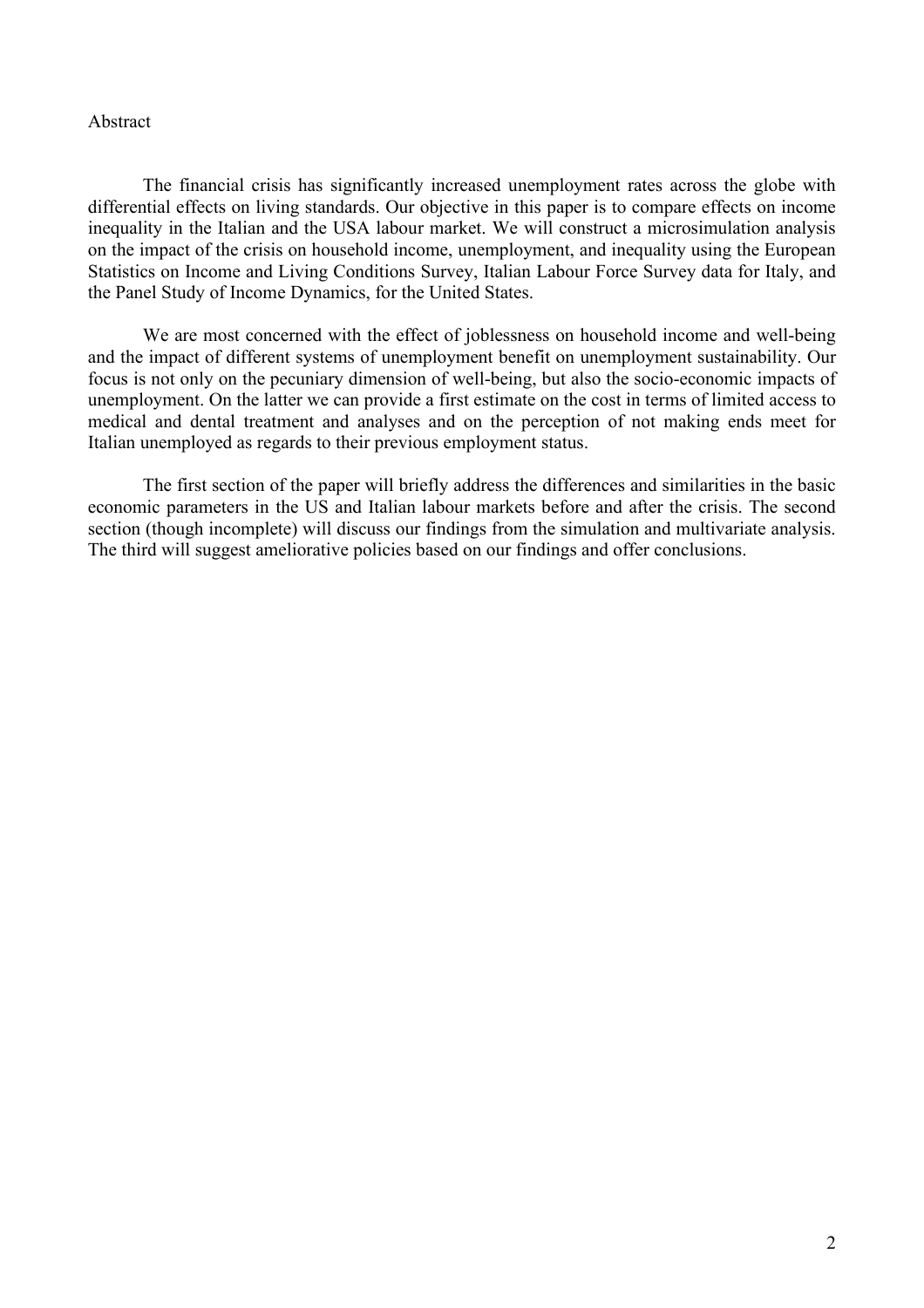## Abstract

The financial crisis has significantly increased unemployment rates across the globe with differential effects on living standards. Our objective in this paper is to compare effects on income inequality in the Italian and the USA labour market. We will construct a microsimulation analysis on the impact of the crisis on household income, unemployment, and inequality using the European Statistics on Income and Living Conditions Survey, Italian Labour Force Survey data for Italy, and the Panel Study of Income Dynamics, for the United States.

We are most concerned with the effect of joblessness on household income and well-being and the impact of different systems of unemployment benefit on unemployment sustainability. Our focus is not only on the pecuniary dimension of well-being, but also the socio-economic impacts of unemployment. On the latter we can provide a first estimate on the cost in terms of limited access to medical and dental treatment and analyses and on the perception of not making ends meet for Italian unemployed as regards to their previous employment status.

The first section of the paper will briefly address the differences and similarities in the basic economic parameters in the US and Italian labour markets before and after the crisis. The second section (though incomplete) will discuss our findings from the simulation and multivariate analysis. The third will suggest ameliorative policies based on our findings and offer conclusions.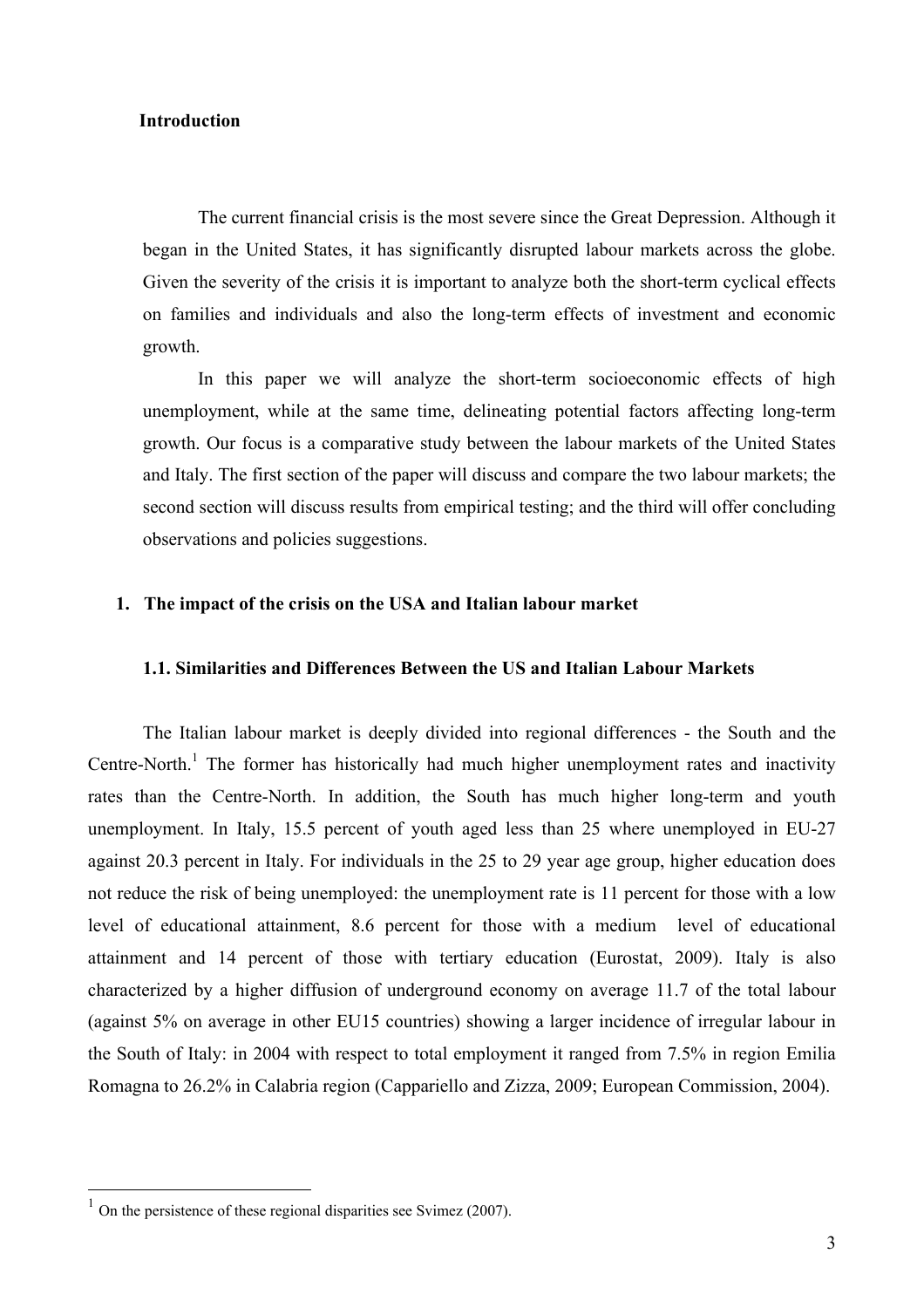## Introduction

The current financial crisis is the most severe since the Great Depression. Although it began in the United States, it has significantly disrupted labour markets across the globe. Given the severity of the crisis it is important to analyze both the short-term cyclical effects on families and individuals and also the long-term effects of investment and economic growth.

In this paper we will analyze the short-term socioeconomic effects of high unemployment, while at the same time, delineating potential factors affecting long-term growth. Our focus is a comparative study between the labour markets of the United States and Italy. The first section of the paper will discuss and compare the two labour markets; the second section will discuss results from empirical testing; and the third will offer concluding observations and policies suggestions.

## 1. The impact of the crisis on the USA and Italian labour market

### 1.1. Similarities and Differences Between the US and Italian Labour Markets

The Italian labour market is deeply divided into regional differences - the South and the Centre-North.[1] The former has historically had much higher unemployment rates and inactivity rates than the Centre-North. In addition, the South has much higher long-term and youth unemployment. In Italy, 15.5 percent of youth aged less than 25 where unemployed in EU-27 against 20.3 percent in Italy. For individuals in the 25 to 29 year age group, higher education does not reduce the risk of being unemployed: the unemployment rate is 11 percent for those with a low level of educational attainment, 8.6 percent for those with a medium level of educational attainment and 14 percent of those with tertiary education (Eurostat, 2009). Italy is also characterized by a higher diffusion of underground economy on average 11.7 of the total labour (against 5% on average in other EU15 countries) showing a larger incidence of irregular labour in the South of Italy: in 2004 with respect to total employment it ranged from 7.5% in region Emilia Romagna to 26.2% in Calabria region (Cappariello and Zizza, 2009; European Commission, 2004).

[1] On the persistence of these regional disparities see Svimez (2007).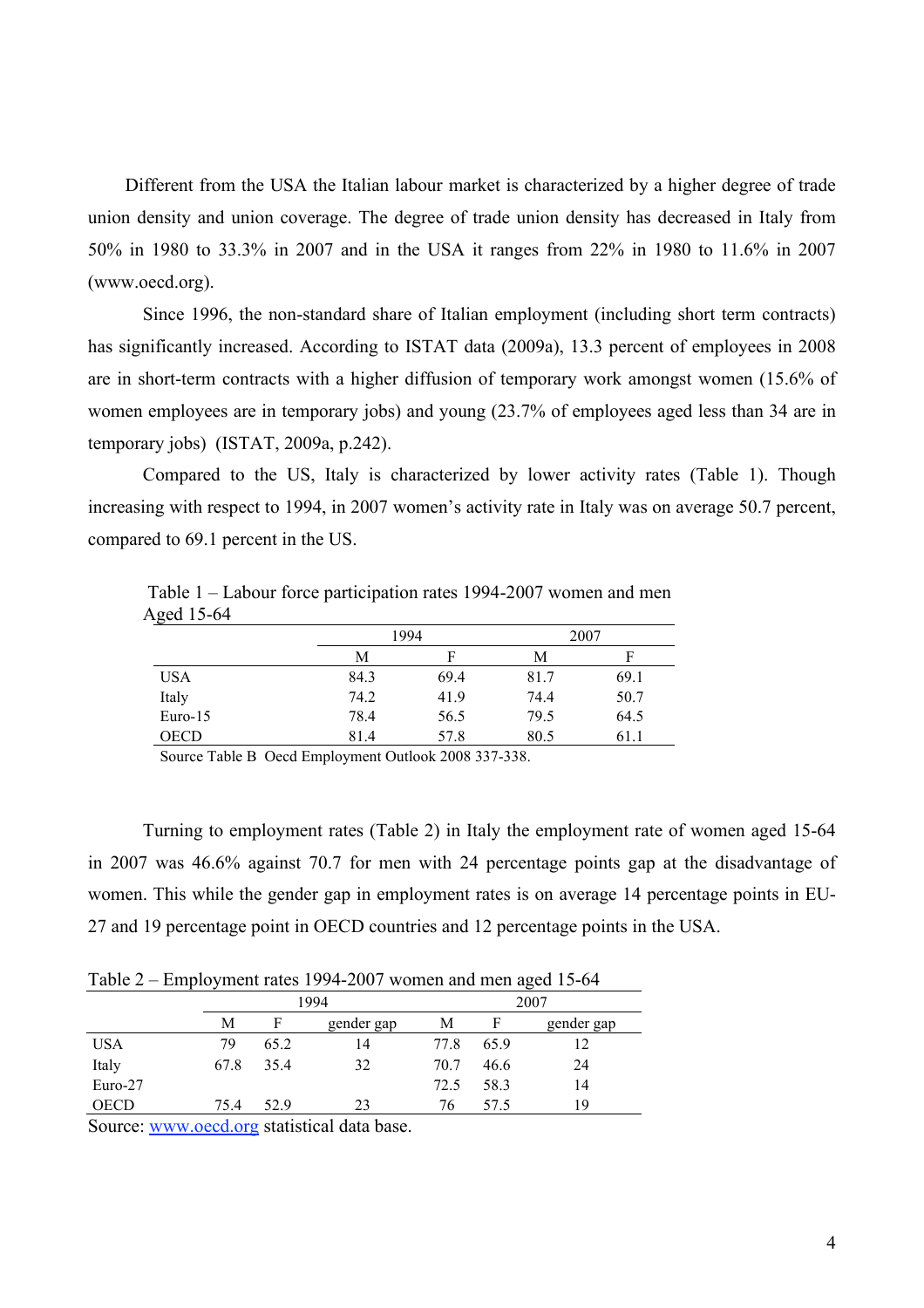Different from the USA the Italian labour market is characterized by a higher degree of trade union density and union coverage. The degree of trade union density has decreased in Italy from 50% in 1980 to 33.3% in 2007 and in the USA it ranges from 22% in 1980 to 11.6% in 2007 (www.oecd.org).

Since 1996, the non-standard share of Italian employment (including short term contracts) has significantly increased. According to ISTAT data (2009a), 13.3 percent of employees in 2008 are in short-term contracts with a higher diffusion of temporary work amongst women (15.6% of women employees are in temporary jobs) and young (23.7% of employees aged less than 34 are in temporary jobs) (ISTAT, 2009a, p.242).

Compared to the US, Italy is characterized by lower activity rates (Table 1). Though increasing with respect to 1994, in 2007 women's activity rate in Italy was on average 50.7 percent, compared to 69.1 percent in the US.

Table 1 – Labour force participation rates 1994-2007 women and men Aged 15-64

| | 1994 | | 2007 | |
|---|---|---|---|---|
| | M | F | M | F |
| USA | 84.3 | 69.4 | 81.7 | 69.1 |
| Italy | 74.2 | 41.9 | 74.4 | 50.7 |
| Euro-15 | 78.4 | 56.5 | 79.5 | 64.5 |
| OECD | 81.4 | 57.8 | 80.5 | 61.1 |

Source Table B Oecd Employment Outlook 2008 337-338.

Turning to employment rates (Table 2) in Italy the employment rate of women aged 15-64 in 2007 was 46.6% against 70.7 for men with 24 percentage points gap at the disadvantage of women. This while the gender gap in employment rates is on average 14 percentage points in EU-27 and 19 percentage point in OECD countries and 12 percentage points in the USA.

Table 2 – Employment rates 1994-2007 women and men aged 15-64

| | 1994 | | | 2007 | | |
|---|---|---|---|---|---|---|
| | M | F | gender gap | M | F | gender gap |
| USA | 79 | 65.2 | 14 | 77.8 | 65.9 | 12 |
| Italy | 67.8 | 35.4 | 32 | 70.7 | 46.6 | 24 |
| Euro-27 | | | | 72.5 | 58.3 | 14 |
| OECD | 75.4 | 52.9 | 23 | 76 | 57.5 | 19 |

Source: www.oecd.org statistical data base.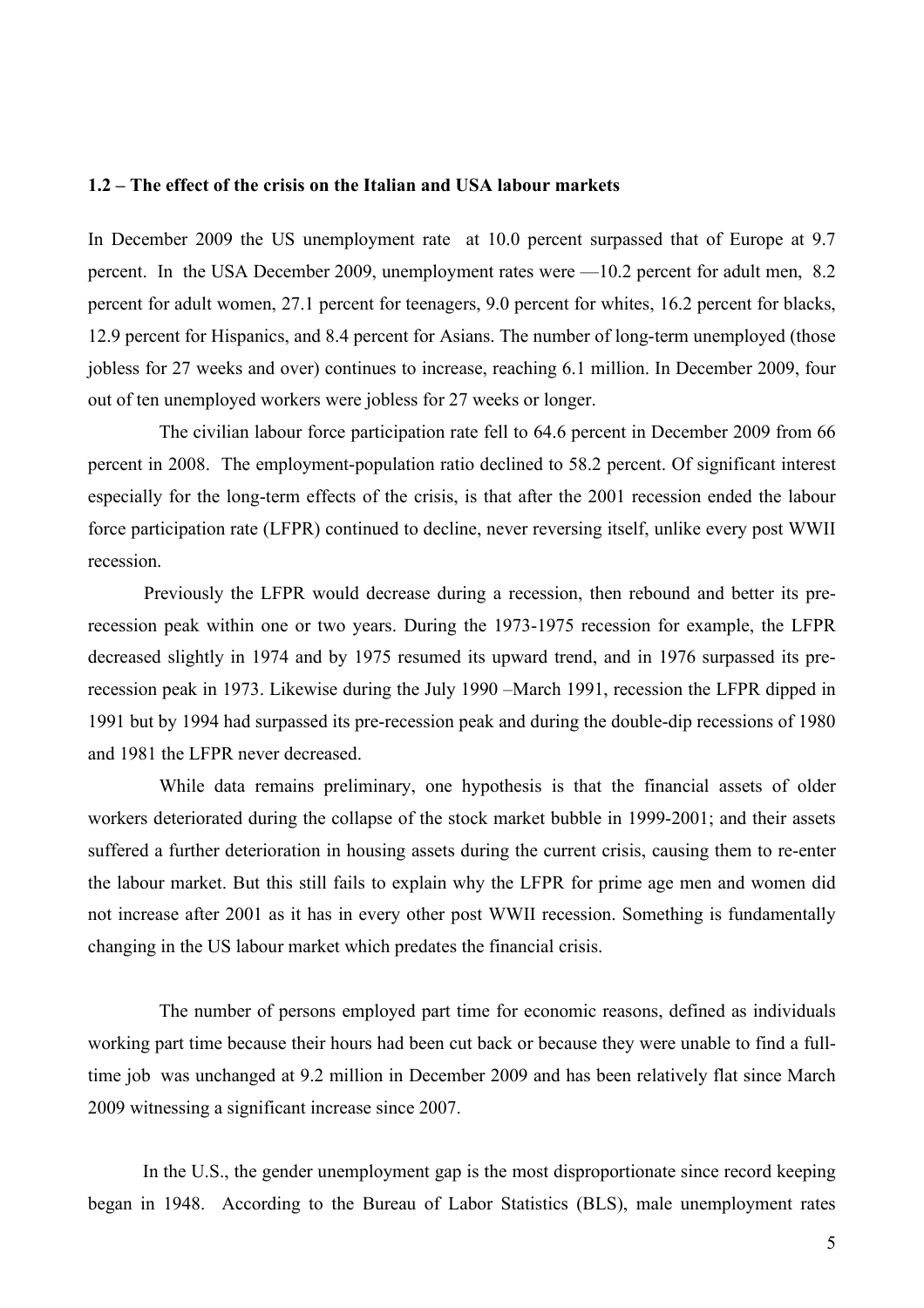**1.2 – The effect of the crisis on the Italian and USA labour markets**

In December 2009 the US unemployment rate at 10.0 percent surpassed that of Europe at 9.7 percent. In the USA December 2009, unemployment rates were —10.2 percent for adult men, 8.2 percent for adult women, 27.1 percent for teenagers, 9.0 percent for whites, 16.2 percent for blacks, 12.9 percent for Hispanics, and 8.4 percent for Asians. The number of long-term unemployed (those jobless for 27 weeks and over) continues to increase, reaching 6.1 million. In December 2009, four out of ten unemployed workers were jobless for 27 weeks or longer.

The civilian labour force participation rate fell to 64.6 percent in December 2009 from 66 percent in 2008. The employment-population ratio declined to 58.2 percent. Of significant interest especially for the long-term effects of the crisis, is that after the 2001 recession ended the labour force participation rate (LFPR) continued to decline, never reversing itself, unlike every post WWII recession.

Previously the LFPR would decrease during a recession, then rebound and better its pre-recession peak within one or two years. During the 1973-1975 recession for example, the LFPR decreased slightly in 1974 and by 1975 resumed its upward trend, and in 1976 surpassed its pre-recession peak in 1973. Likewise during the July 1990 –March 1991, recession the LFPR dipped in 1991 but by 1994 had surpassed its pre-recession peak and during the double-dip recessions of 1980 and 1981 the LFPR never decreased.

While data remains preliminary, one hypothesis is that the financial assets of older workers deteriorated during the collapse of the stock market bubble in 1999-2001; and their assets suffered a further deterioration in housing assets during the current crisis, causing them to re-enter the labour market. But this still fails to explain why the LFPR for prime age men and women did not increase after 2001 as it has in every other post WWII recession. Something is fundamentally changing in the US labour market which predates the financial crisis.

The number of persons employed part time for economic reasons, defined as individuals working part time because their hours had been cut back or because they were unable to find a full-time job was unchanged at 9.2 million in December 2009 and has been relatively flat since March 2009 witnessing a significant increase since 2007.

In the U.S., the gender unemployment gap is the most disproportionate since record keeping began in 1948. According to the Bureau of Labor Statistics (BLS), male unemployment rates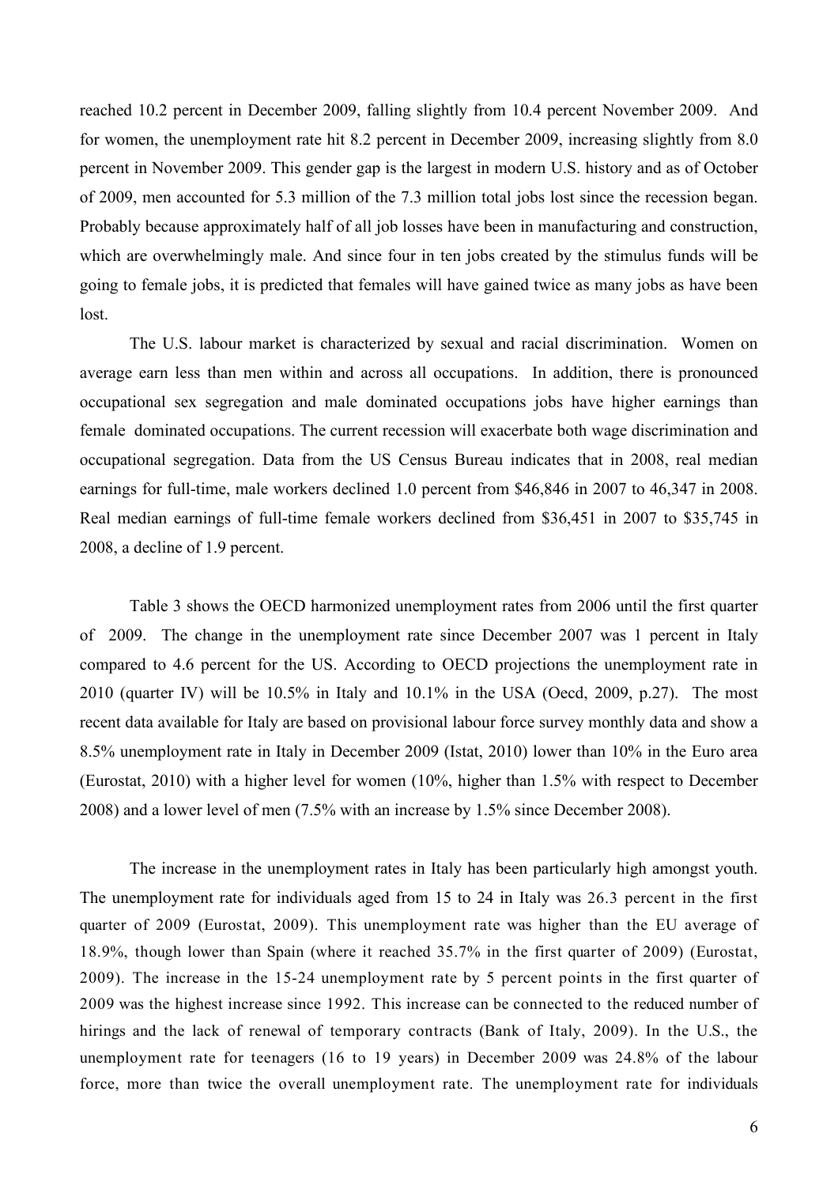reached 10.2 percent in December 2009, falling slightly from 10.4 percent November 2009. And for women, the unemployment rate hit 8.2 percent in December 2009, increasing slightly from 8.0 percent in November 2009. This gender gap is the largest in modern U.S. history and as of October of 2009, men accounted for 5.3 million of the 7.3 million total jobs lost since the recession began. Probably because approximately half of all job losses have been in manufacturing and construction, which are overwhelmingly male. And since four in ten jobs created by the stimulus funds will be going to female jobs, it is predicted that females will have gained twice as many jobs as have been lost.

The U.S. labour market is characterized by sexual and racial discrimination. Women on average earn less than men within and across all occupations. In addition, there is pronounced occupational sex segregation and male dominated occupations jobs have higher earnings than female dominated occupations. The current recession will exacerbate both wage discrimination and occupational segregation. Data from the US Census Bureau indicates that in 2008, real median earnings for full-time, male workers declined 1.0 percent from $46,846 in 2007 to 46,347 in 2008. Real median earnings of full-time female workers declined from $36,451 in 2007 to $35,745 in 2008, a decline of 1.9 percent.

Table 3 shows the OECD harmonized unemployment rates from 2006 until the first quarter of 2009. The change in the unemployment rate since December 2007 was 1 percent in Italy compared to 4.6 percent for the US. According to OECD projections the unemployment rate in 2010 (quarter IV) will be 10.5% in Italy and 10.1% in the USA (Oecd, 2009, p.27). The most recent data available for Italy are based on provisional labour force survey monthly data and show a 8.5% unemployment rate in Italy in December 2009 (Istat, 2010) lower than 10% in the Euro area (Eurostat, 2010) with a higher level for women (10%, higher than 1.5% with respect to December 2008) and a lower level of men (7.5% with an increase by 1.5% since December 2008).

The increase in the unemployment rates in Italy has been particularly high amongst youth. The unemployment rate for individuals aged from 15 to 24 in Italy was 26.3 percent in the first quarter of 2009 (Eurostat, 2009). This unemployment rate was higher than the EU average of 18.9%, though lower than Spain (where it reached 35.7% in the first quarter of 2009) (Eurostat, 2009). The increase in the 15-24 unemployment rate by 5 percent points in the first quarter of 2009 was the highest increase since 1992. This increase can be connected to the reduced number of hirings and the lack of renewal of temporary contracts (Bank of Italy, 2009). In the U.S., the unemployment rate for teenagers (16 to 19 years) in December 2009 was 24.8% of the labour force, more than twice the overall unemployment rate. The unemployment rate for individuals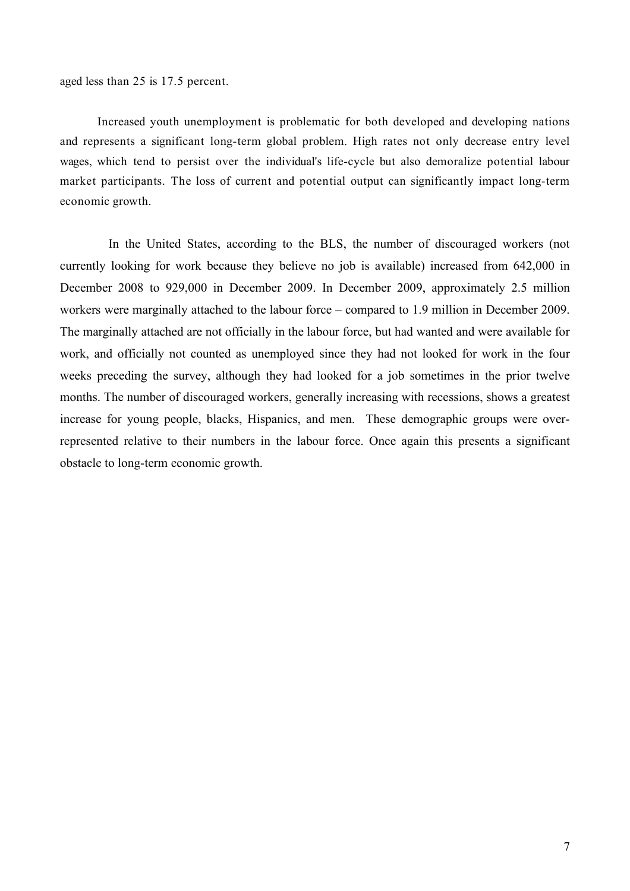aged less than 25 is 17.5 percent.

Increased youth unemployment is problematic for both developed and developing nations and represents a significant long-term global problem. High rates not only decrease entry level wages, which tend to persist over the individual's life-cycle but also demoralize potential labour market participants. The loss of current and potential output can significantly impact long-term economic growth.

In the United States, according to the BLS, the number of discouraged workers (not currently looking for work because they believe no job is available) increased from 642,000 in December 2008 to 929,000 in December 2009. In December 2009, approximately 2.5 million workers were marginally attached to the labour force – compared to 1.9 million in December 2009. The marginally attached are not officially in the labour force, but had wanted and were available for work, and officially not counted as unemployed since they had not looked for work in the four weeks preceding the survey, although they had looked for a job sometimes in the prior twelve months. The number of discouraged workers, generally increasing with recessions, shows a greatest increase for young people, blacks, Hispanics, and men. These demographic groups were over-represented relative to their numbers in the labour force. Once again this presents a significant obstacle to long-term economic growth.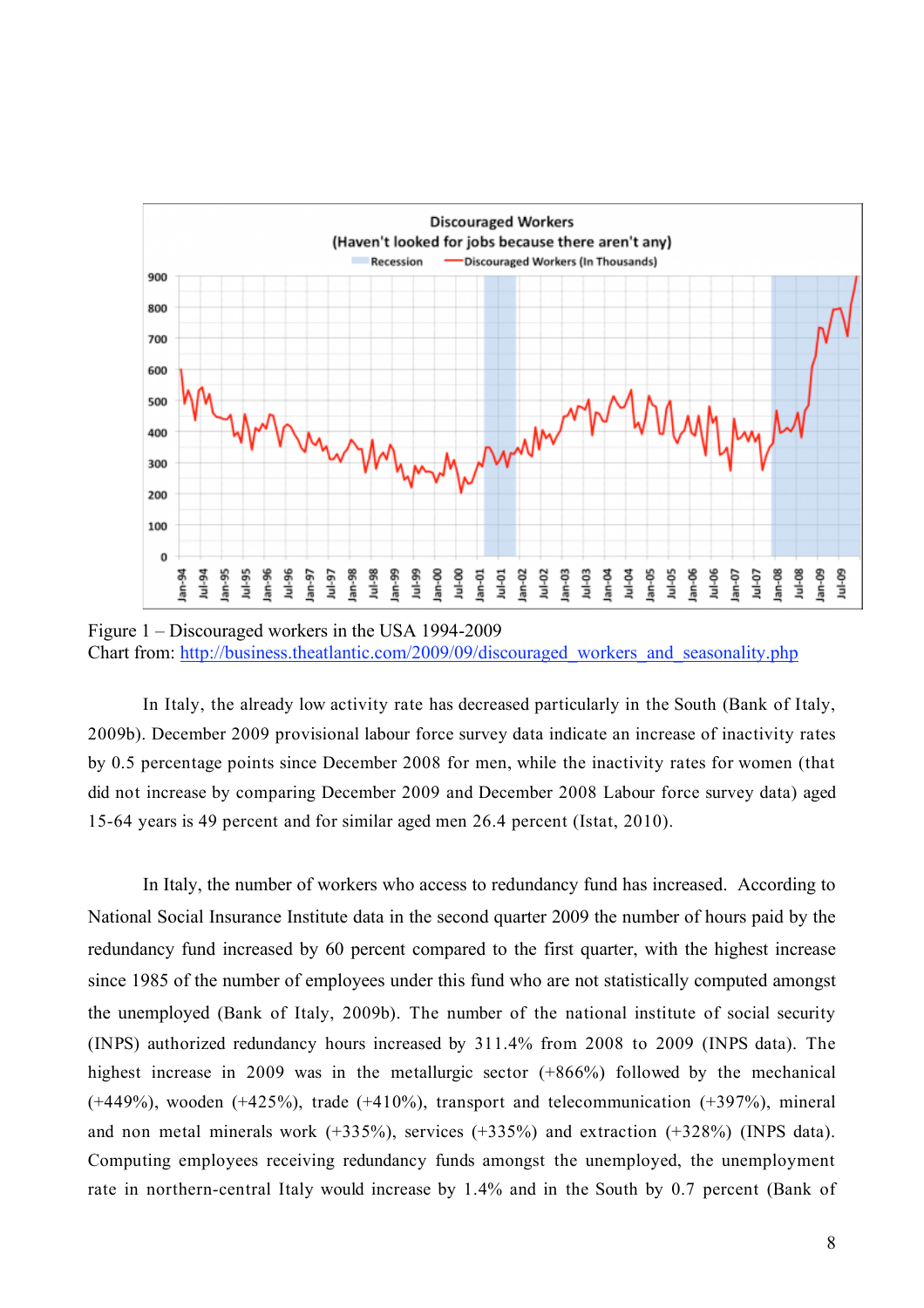Discouraged Workers
(Haven't looked for jobs because there aren't any)

Recession — Discouraged Workers (In Thousands)

900
800
700
600
500
400
300
200
100
0

Jan-94 Jul-94 Jan-95 Jul-95 Jan-96 Jul-96 Jan-97 Jul-97 Jan-98 Jul-98 Jan-99 Jul-99 Jan-00 Jul-00 Jan-01 Jul-01 Jan-02 Jul-02 Jan-03 Jul-03 Jan-04 Jul-04 Jan-05 Jul-05 Jan-06 Jul-06 Jan-07 Jul-07 Jan-08 Jul-08 Jan-09 Jul-09

Figure 1 – Discouraged workers in the USA 1994-2009
Chart from: http://business.theatlantic.com/2009/09/discouraged_workers_and_seasonality.php

In Italy, the already low activity rate has decreased particularly in the South (Bank of Italy, 2009b). December 2009 provisional labour force survey data indicate an increase of inactivity rates by 0.5 percentage points since December 2008 for men, while the inactivity rates for women (that did not increase by comparing December 2009 and December 2008 Labour force survey data) aged 15-64 years is 49 percent and for similar aged men 26.4 percent (Istat, 2010).

In Italy, the number of workers who access to redundancy fund has increased. According to National Social Insurance Institute data in the second quarter 2009 the number of hours paid by the redundancy fund increased by 60 percent compared to the first quarter, with the highest increase since 1985 of the number of employees under this fund who are not statistically computed amongst the unemployed (Bank of Italy, 2009b). The number of the national institute of social security (INPS) authorized redundancy hours increased by 311.4% from 2008 to 2009 (INPS data). The highest increase in 2009 was in the metallurgic sector (+866%) followed by the mechanical (+449%), wooden (+425%), trade (+410%), transport and telecommunication (+397%), mineral and non metal minerals work (+335%), services (+335%) and extraction (+328%) (INPS data). Computing employees receiving redundancy funds amongst the unemployed, the unemployment rate in northern-central Italy would increase by 1.4% and in the South by 0.7 percent (Bank of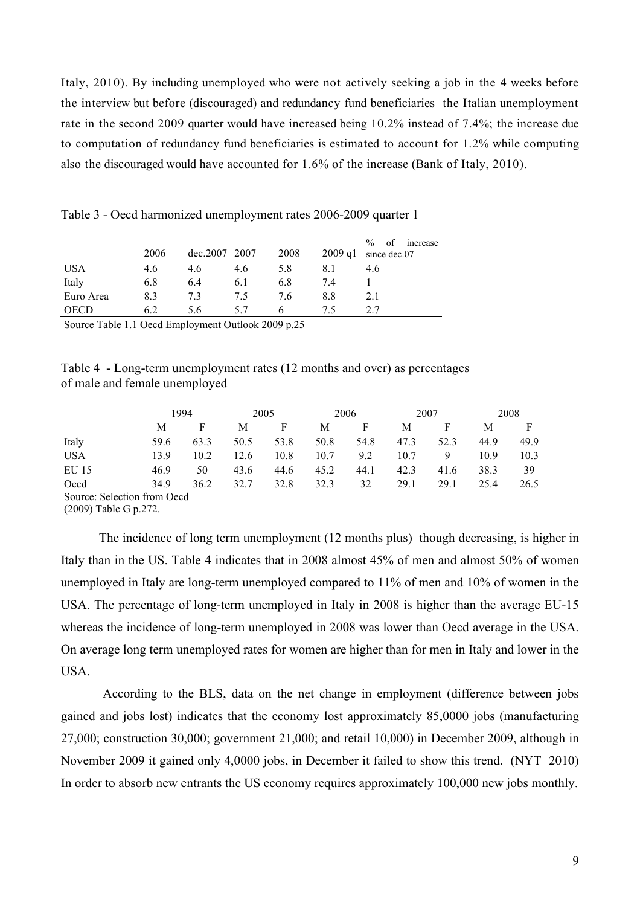Italy, 2010). By including unemployed who were not actively seeking a job in the 4 weeks before the interview but before (discouraged) and redundancy fund beneficiaries the Italian unemployment rate in the second 2009 quarter would have increased being 10.2% instead of 7.4%; the increase due to computation of redundancy fund beneficiaries is estimated to account for 1.2% while computing also the discouraged would have accounted for 1.6% of the increase (Bank of Italy, 2010).

Table 3 - Oecd harmonized unemployment rates 2006-2009 quarter 1

| | 2006 | dec.2007 | 2007 | 2008 | 2009 q1 | % of increase since dec.07 |
|---|---|---|---|---|---|---|
| USA | 4.6 | 4.6 | 4.6 | 5.8 | 8.1 | 4.6 |
| Italy | 6.8 | 6.4 | 6.1 | 6.8 | 7.4 | 1 |
| Euro Area | 8.3 | 7.3 | 7.5 | 7.6 | 8.8 | 2.1 |
| OECD | 6.2 | 5.6 | 5.7 | 6 | 7.5 | 2.7 |

Source Table 1.1 Oecd Employment Outlook 2009 p.25

Table 4 - Long-term unemployment rates (12 months and over) as percentages of male and female unemployed

| | 1994 | | 2005 | | 2006 | | 2007 | | 2008 | |
|---|---|---|---|---|---|---|---|---|---|---|
| | M | F | M | F | M | F | M | F | M | F |
| Italy | 59.6 | 63.3 | 50.5 | 53.8 | 50.8 | 54.8 | 47.3 | 52.3 | 44.9 | 49.9 |
| USA | 13.9 | 10.2 | 12.6 | 10.8 | 10.7 | 9.2 | 10.7 | 9 | 10.9 | 10.3 |
| EU 15 | 46.9 | 50 | 43.6 | 44.6 | 45.2 | 44.1 | 42.3 | 41.6 | 38.3 | 39 |
| Oecd | 34.9 | 36.2 | 32.7 | 32.8 | 32.3 | 32 | 29.1 | 29.1 | 25.4 | 26.5 |

Source: Selection from Oecd (2009) Table G p.272.

The incidence of long term unemployment (12 months plus) though decreasing, is higher in Italy than in the US. Table 4 indicates that in 2008 almost 45% of men and almost 50% of women unemployed in Italy are long-term unemployed compared to 11% of men and 10% of women in the USA. The percentage of long-term unemployed in Italy in 2008 is higher than the average EU-15 whereas the incidence of long-term unemployed in 2008 was lower than Oecd average in the USA. On average long term unemployed rates for women are higher than for men in Italy and lower in the USA.

According to the BLS, data on the net change in employment (difference between jobs gained and jobs lost) indicates that the economy lost approximately 85,0000 jobs (manufacturing 27,000; construction 30,000; government 21,000; and retail 10,000) in December 2009, although in November 2009 it gained only 4,0000 jobs, in December it failed to show this trend. (NYT 2010) In order to absorb new entrants the US economy requires approximately 100,000 new jobs monthly.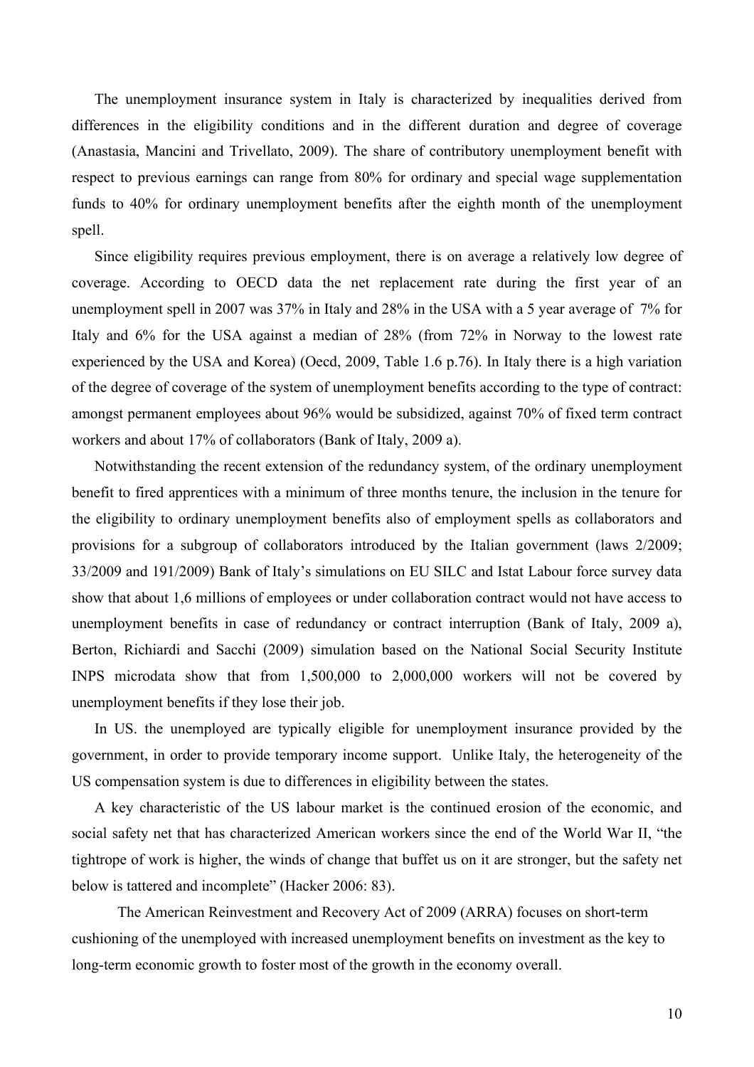The unemployment insurance system in Italy is characterized by inequalities derived from differences in the eligibility conditions and in the different duration and degree of coverage (Anastasia, Mancini and Trivellato, 2009). The share of contributory unemployment benefit with respect to previous earnings can range from 80% for ordinary and special wage supplementation funds to 40% for ordinary unemployment benefits after the eighth month of the unemployment spell.

Since eligibility requires previous employment, there is on average a relatively low degree of coverage. According to OECD data the net replacement rate during the first year of an unemployment spell in 2007 was 37% in Italy and 28% in the USA with a 5 year average of 7% for Italy and 6% for the USA against a median of 28% (from 72% in Norway to the lowest rate experienced by the USA and Korea) (Oecd, 2009, Table 1.6 p.76). In Italy there is a high variation of the degree of coverage of the system of unemployment benefits according to the type of contract: amongst permanent employees about 96% would be subsidized, against 70% of fixed term contract workers and about 17% of collaborators (Bank of Italy, 2009 a).

Notwithstanding the recent extension of the redundancy system, of the ordinary unemployment benefit to fired apprentices with a minimum of three months tenure, the inclusion in the tenure for the eligibility to ordinary unemployment benefits also of employment spells as collaborators and provisions for a subgroup of collaborators introduced by the Italian government (laws 2/2009; 33/2009 and 191/2009) Bank of Italy's simulations on EU SILC and Istat Labour force survey data show that about 1,6 millions of employees or under collaboration contract would not have access to unemployment benefits in case of redundancy or contract interruption (Bank of Italy, 2009 a), Berton, Richiardi and Sacchi (2009) simulation based on the National Social Security Institute INPS microdata show that from 1,500,000 to 2,000,000 workers will not be covered by unemployment benefits if they lose their job.

In US. the unemployed are typically eligible for unemployment insurance provided by the government, in order to provide temporary income support. Unlike Italy, the heterogeneity of the US compensation system is due to differences in eligibility between the states.

A key characteristic of the US labour market is the continued erosion of the economic, and social safety net that has characterized American workers since the end of the World War II, "the tightrope of work is higher, the winds of change that buffet us on it are stronger, but the safety net below is tattered and incomplete" (Hacker 2006: 83).

The American Reinvestment and Recovery Act of 2009 (ARRA) focuses on short-term cushioning of the unemployed with increased unemployment benefits on investment as the key to long-term economic growth to foster most of the growth in the economy overall.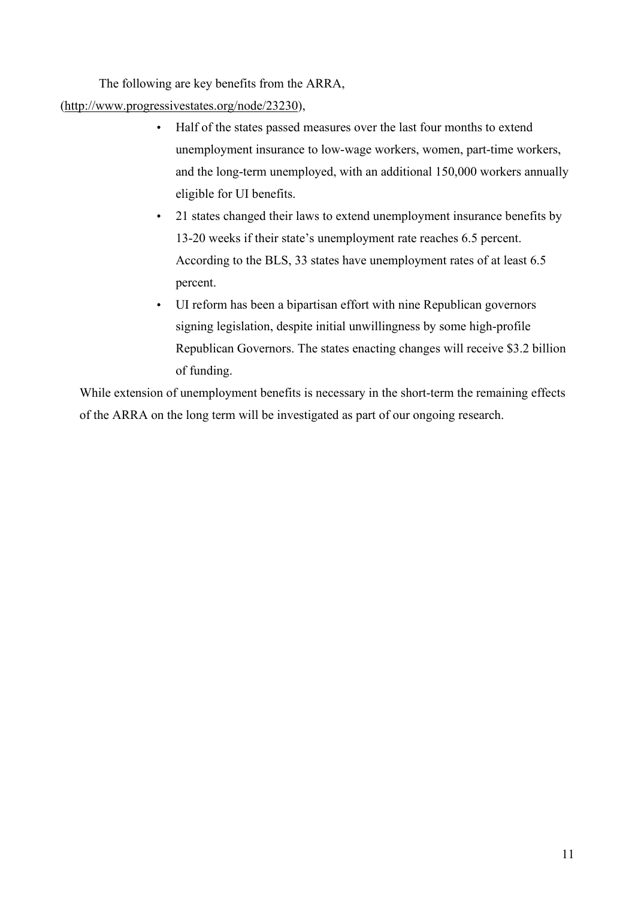The following are key benefits from the ARRA, (http://www.progressivestates.org/node/23230),

- Half of the states passed measures over the last four months to extend unemployment insurance to low-wage workers, women, part-time workers, and the long-term unemployed, with an additional 150,000 workers annually eligible for UI benefits.
- 21 states changed their laws to extend unemployment insurance benefits by 13-20 weeks if their state's unemployment rate reaches 6.5 percent. According to the BLS, 33 states have unemployment rates of at least 6.5 percent.
- UI reform has been a bipartisan effort with nine Republican governors signing legislation, despite initial unwillingness by some high-profile Republican Governors. The states enacting changes will receive $3.2 billion of funding.

While extension of unemployment benefits is necessary in the short-term the remaining effects of the ARRA on the long term will be investigated as part of our ongoing research.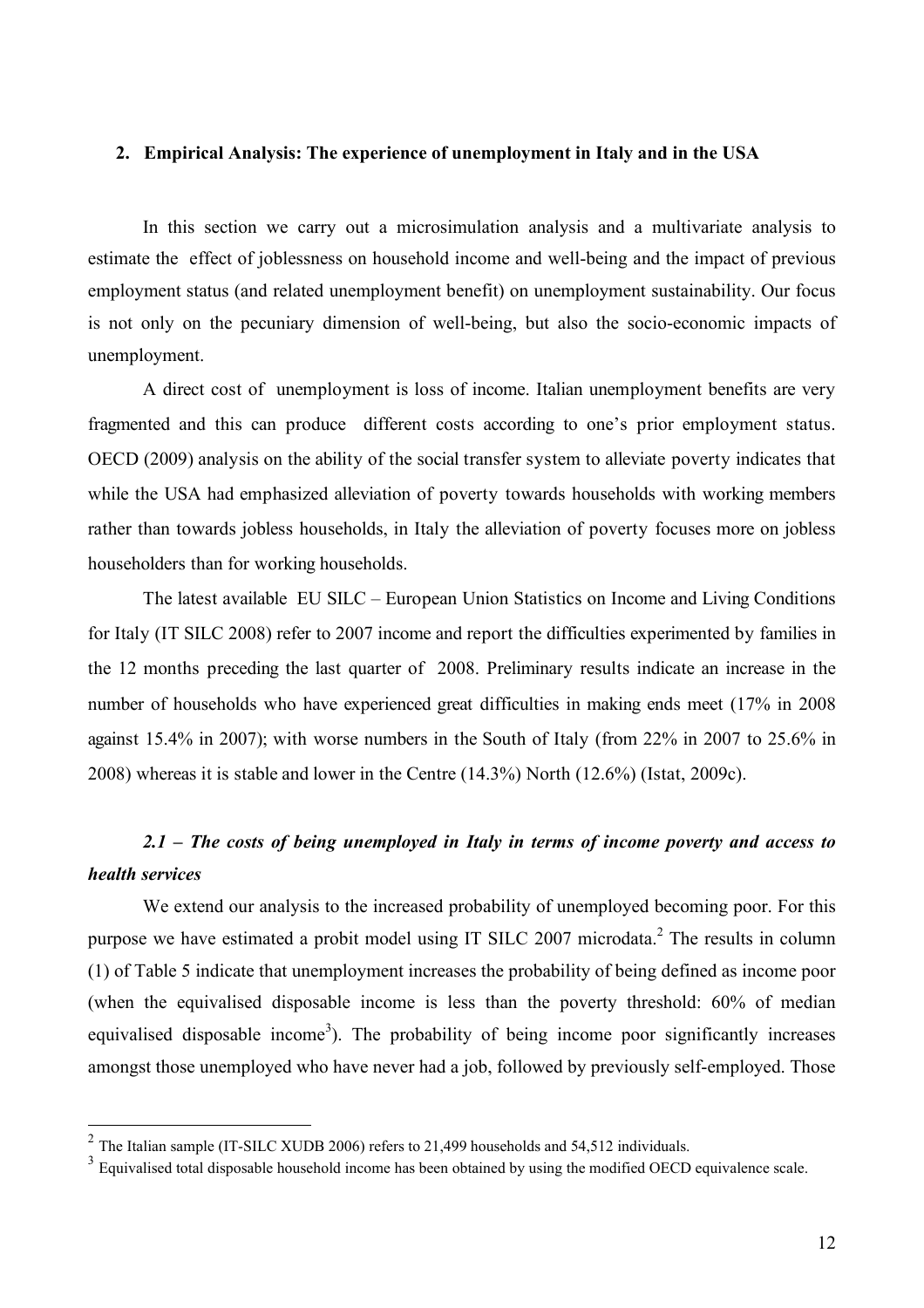## 2. Empirical Analysis: The experience of unemployment in Italy and in the USA

In this section we carry out a microsimulation analysis and a multivariate analysis to estimate the effect of joblessness on household income and well-being and the impact of previous employment status (and related unemployment benefit) on unemployment sustainability. Our focus is not only on the pecuniary dimension of well-being, but also the socio-economic impacts of unemployment.

A direct cost of unemployment is loss of income. Italian unemployment benefits are very fragmented and this can produce different costs according to one's prior employment status. OECD (2009) analysis on the ability of the social transfer system to alleviate poverty indicates that while the USA had emphasized alleviation of poverty towards households with working members rather than towards jobless households, in Italy the alleviation of poverty focuses more on jobless householders than for working households.

The latest available EU SILC – European Union Statistics on Income and Living Conditions for Italy (IT SILC 2008) refer to 2007 income and report the difficulties experimented by families in the 12 months preceding the last quarter of 2008. Preliminary results indicate an increase in the number of households who have experienced great difficulties in making ends meet (17% in 2008 against 15.4% in 2007); with worse numbers in the South of Italy (from 22% in 2007 to 25.6% in 2008) whereas it is stable and lower in the Centre (14.3%) North (12.6%) (Istat, 2009c).

### *2.1 – The costs of being unemployed in Italy in terms of income poverty and access to health services*

We extend our analysis to the increased probability of unemployed becoming poor. For this purpose we have estimated a probit model using IT SILC 2007 microdata.[2] The results in column (1) of Table 5 indicate that unemployment increases the probability of being defined as income poor (when the equivalised disposable income is less than the poverty threshold: 60% of median equivalised disposable income[3]). The probability of being income poor significantly increases amongst those unemployed who have never had a job, followed by previously self-employed. Those

[2] The Italian sample (IT-SILC XUDB 2006) refers to 21,499 households and 54,512 individuals.

[3] Equivalised total disposable household income has been obtained by using the modified OECD equivalence scale.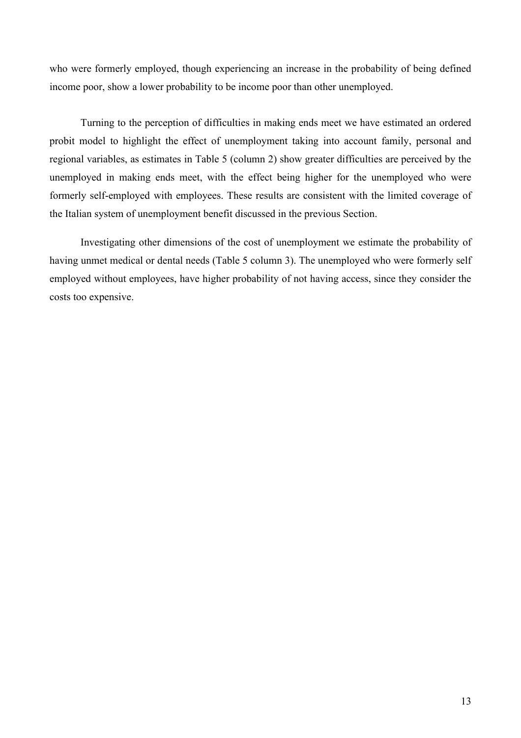who were formerly employed, though experiencing an increase in the probability of being defined income poor, show a lower probability to be income poor than other unemployed.

Turning to the perception of difficulties in making ends meet we have estimated an ordered probit model to highlight the effect of unemployment taking into account family, personal and regional variables, as estimates in Table 5 (column 2) show greater difficulties are perceived by the unemployed in making ends meet, with the effect being higher for the unemployed who were formerly self-employed with employees. These results are consistent with the limited coverage of the Italian system of unemployment benefit discussed in the previous Section.

Investigating other dimensions of the cost of unemployment we estimate the probability of having unmet medical or dental needs (Table 5 column 3). The unemployed who were formerly self employed without employees, have higher probability of not having access, since they consider the costs too expensive.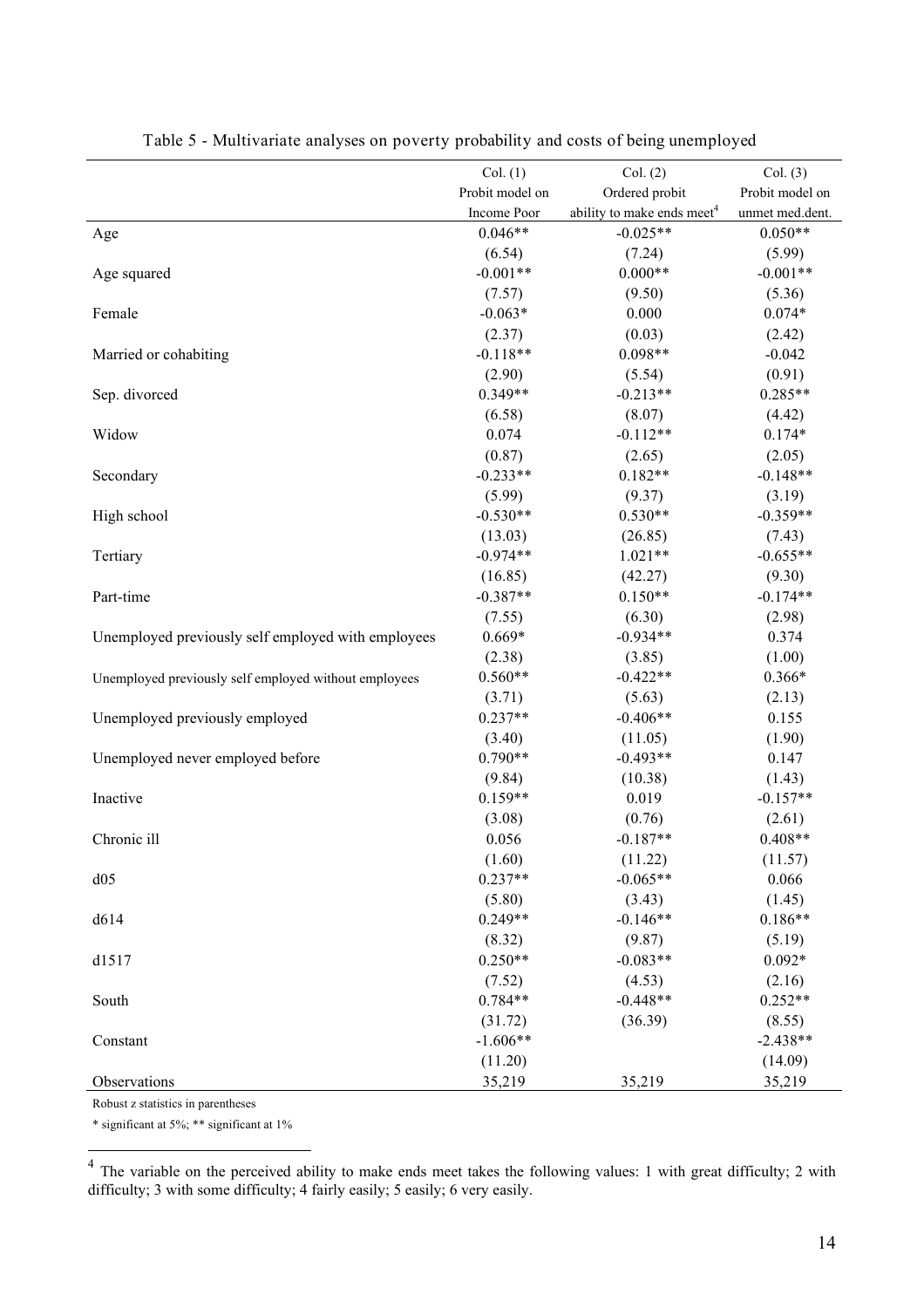Table 5 - Multivariate analyses on poverty probability and costs of being unemployed

| | Col. (1) Probit model on Income Poor | Col. (2) Ordered probit ability to make ends meet[4] | Col. (3) Probit model on unmet med.dent. |
|---|---|---|---|
| Age | 0.046** | -0.025** | 0.050** |
| | (6.54) | (7.24) | (5.99) |
| Age squared | -0.001** | 0.000** | -0.001** |
| | (7.57) | (9.50) | (5.36) |
| Female | -0.063* | 0.000 | 0.074* |
| | (2.37) | (0.03) | (2.42) |
| Married or cohabiting | -0.118** | 0.098** | -0.042 |
| | (2.90) | (5.54) | (0.91) |
| Sep. divorced | 0.349** | -0.213** | 0.285** |
| | (6.58) | (8.07) | (4.42) |
| Widow | 0.074 | -0.112** | 0.174* |
| | (0.87) | (2.65) | (2.05) |
| Secondary | -0.233** | 0.182** | -0.148** |
| | (5.99) | (9.37) | (3.19) |
| High school | -0.530** | 0.530** | -0.359** |
| | (13.03) | (26.85) | (7.43) |
| Tertiary | -0.974** | 1.021** | -0.655** |
| | (16.85) | (42.27) | (9.30) |
| Part-time | -0.387** | 0.150** | -0.174** |
| | (7.55) | (6.30) | (2.98) |
| Unemployed previously self employed with employees | 0.669* | -0.934** | 0.374 |
| | (2.38) | (3.85) | (1.00) |
| Unemployed previously self employed without employees | 0.560** | -0.422** | 0.366* |
| | (3.71) | (5.63) | (2.13) |
| Unemployed previously employed | 0.237** | -0.406** | 0.155 |
| | (3.40) | (11.05) | (1.90) |
| Unemployed never employed before | 0.790** | -0.493** | 0.147 |
| | (9.84) | (10.38) | (1.43) |
| Inactive | 0.159** | 0.019 | -0.157** |
| | (3.08) | (0.76) | (2.61) |
| Chronic ill | 0.056 | -0.187** | 0.408** |
| | (1.60) | (11.22) | (11.57) |
| d05 | 0.237** | -0.065** | 0.066 |
| | (5.80) | (3.43) | (1.45) |
| d614 | 0.249** | -0.146** | 0.186** |
| | (8.32) | (9.87) | (5.19) |
| d1517 | 0.250** | -0.083** | 0.092* |
| | (7.52) | (4.53) | (2.16) |
| South | 0.784** | -0.448** | 0.252** |
| | (31.72) | (36.39) | (8.55) |
| Constant | -1.606** | | -2.438** |
| | (11.20) | | (14.09) |
| Observations | 35,219 | 35,219 | 35,219 |

Robust z statistics in parentheses

* significant at 5%; ** significant at 1%

[4] The variable on the perceived ability to make ends meet takes the following values: 1 with great difficulty; 2 with difficulty; 3 with some difficulty; 4 fairly easily; 5 easily; 6 very easily.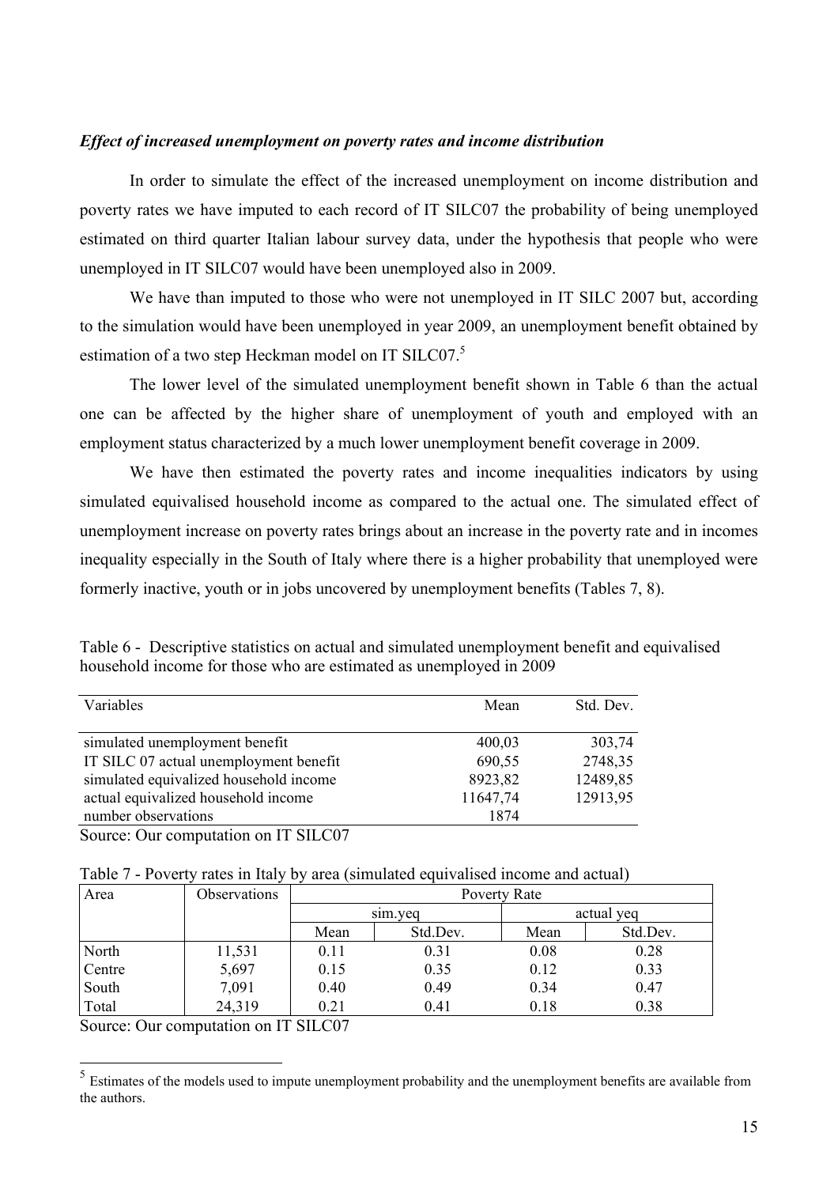***Effect of increased unemployment on poverty rates and income distribution***

In order to simulate the effect of the increased unemployment on income distribution and poverty rates we have imputed to each record of IT SILC07 the probability of being unemployed estimated on third quarter Italian labour survey data, under the hypothesis that people who were unemployed in IT SILC07 would have been unemployed also in 2009.

We have than imputed to those who were not unemployed in IT SILC 2007 but, according to the simulation would have been unemployed in year 2009, an unemployment benefit obtained by estimation of a two step Heckman model on IT SILC07.[5]

The lower level of the simulated unemployment benefit shown in Table 6 than the actual one can be affected by the higher share of unemployment of youth and employed with an employment status characterized by a much lower unemployment benefit coverage in 2009.

We have then estimated the poverty rates and income inequalities indicators by using simulated equivalised household income as compared to the actual one. The simulated effect of unemployment increase on poverty rates brings about an increase in the poverty rate and in incomes inequality especially in the South of Italy where there is a higher probability that unemployed were formerly inactive, youth or in jobs uncovered by unemployment benefits (Tables 7, 8).

Table 6 - Descriptive statistics on actual and simulated unemployment benefit and equivalised household income for those who are estimated as unemployed in 2009

| Variables | Mean | Std. Dev. |
|---|---|---|
| simulated unemployment benefit | 400,03 | 303,74 |
| IT SILC 07 actual unemployment benefit | 690,55 | 2748,35 |
| simulated equivalized household income | 8923,82 | 12489,85 |
| actual equivalized household income | 11647,74 | 12913,95 |
| number observations | 1874 | |

Source: Our computation on IT SILC07

Table 7 - Poverty rates in Italy by area (simulated equivalised income and actual)

| Area | Observations | Poverty Rate | | | |
|---|---|---|---|---|---|
| | | sim.yeq | | actual yeq | |
| | | Mean | Std.Dev. | Mean | Std.Dev. |
| North | 11,531 | 0.11 | 0.31 | 0.08 | 0.28 |
| Centre | 5,697 | 0.15 | 0.35 | 0.12 | 0.33 |
| South | 7,091 | 0.40 | 0.49 | 0.34 | 0.47 |
| Total | 24,319 | 0.21 | 0.41 | 0.18 | 0.38 |

Source: Our computation on IT SILC07

[5] Estimates of the models used to impute unemployment probability and the unemployment benefits are available from the authors.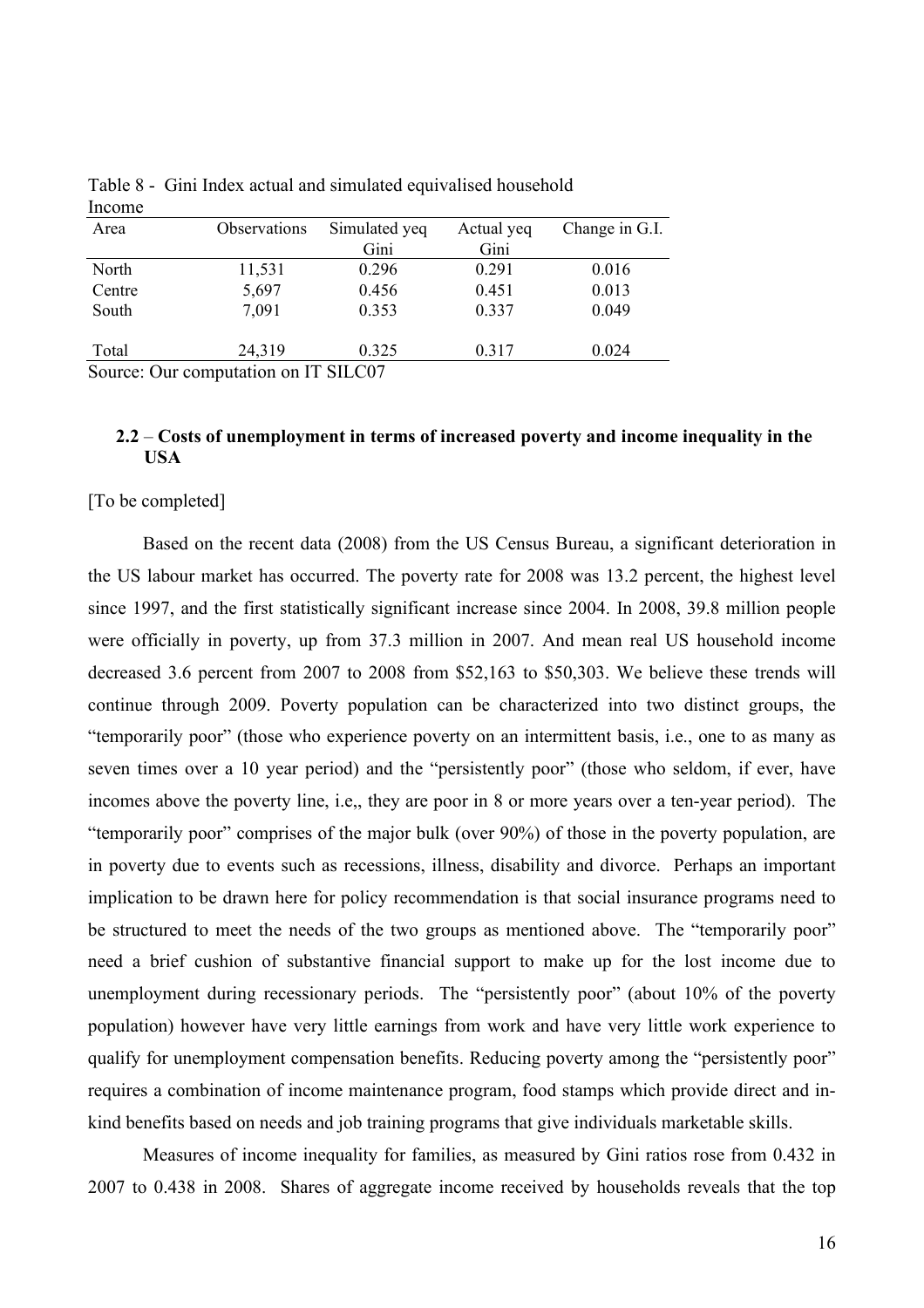Table 8 - Gini Index actual and simulated equivalised household Income

| Area | Observations | Simulated yeq Gini | Actual yeq Gini | Change in G.I. |
|---|---|---|---|---|
| North | 11,531 | 0.296 | 0.291 | 0.016 |
| Centre | 5,697 | 0.456 | 0.451 | 0.013 |
| South | 7,091 | 0.353 | 0.337 | 0.049 |
| Total | 24,319 | 0.325 | 0.317 | 0.024 |

Source: Our computation on IT SILC07

### 2.2 – Costs of unemployment in terms of increased poverty and income inequality in the USA

[To be completed]

Based on the recent data (2008) from the US Census Bureau, a significant deterioration in the US labour market has occurred. The poverty rate for 2008 was 13.2 percent, the highest level since 1997, and the first statistically significant increase since 2004. In 2008, 39.8 million people were officially in poverty, up from 37.3 million in 2007. And mean real US household income decreased 3.6 percent from 2007 to 2008 from $52,163 to $50,303. We believe these trends will continue through 2009. Poverty population can be characterized into two distinct groups, the "temporarily poor" (those who experience poverty on an intermittent basis, i.e., one to as many as seven times over a 10 year period) and the "persistently poor" (those who seldom, if ever, have incomes above the poverty line, i.e,, they are poor in 8 or more years over a ten-year period). The "temporarily poor" comprises of the major bulk (over 90%) of those in the poverty population, are in poverty due to events such as recessions, illness, disability and divorce. Perhaps an important implication to be drawn here for policy recommendation is that social insurance programs need to be structured to meet the needs of the two groups as mentioned above. The "temporarily poor" need a brief cushion of substantive financial support to make up for the lost income due to unemployment during recessionary periods. The "persistently poor" (about 10% of the poverty population) however have very little earnings from work and have very little work experience to qualify for unemployment compensation benefits. Reducing poverty among the "persistently poor" requires a combination of income maintenance program, food stamps which provide direct and in-kind benefits based on needs and job training programs that give individuals marketable skills.

Measures of income inequality for families, as measured by Gini ratios rose from 0.432 in 2007 to 0.438 in 2008. Shares of aggregate income received by households reveals that the top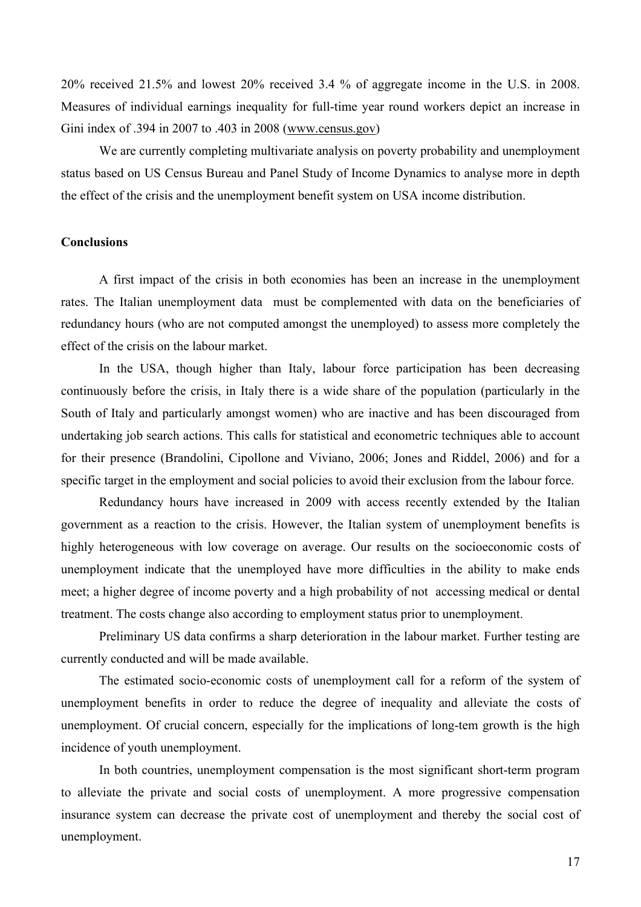20% received 21.5% and lowest 20% received 3.4 % of aggregate income in the U.S. in 2008. Measures of individual earnings inequality for full-time year round workers depict an increase in Gini index of .394 in 2007 to .403 in 2008 (www.census.gov)

We are currently completing multivariate analysis on poverty probability and unemployment status based on US Census Bureau and Panel Study of Income Dynamics to analyse more in depth the effect of the crisis and the unemployment benefit system on USA income distribution.

**Conclusions**

A first impact of the crisis in both economies has been an increase in the unemployment rates. The Italian unemployment data must be complemented with data on the beneficiaries of redundancy hours (who are not computed amongst the unemployed) to assess more completely the effect of the crisis on the labour market.

In the USA, though higher than Italy, labour force participation has been decreasing continuously before the crisis, in Italy there is a wide share of the population (particularly in the South of Italy and particularly amongst women) who are inactive and has been discouraged from undertaking job search actions. This calls for statistical and econometric techniques able to account for their presence (Brandolini, Cipollone and Viviano, 2006; Jones and Riddel, 2006) and for a specific target in the employment and social policies to avoid their exclusion from the labour force.

Redundancy hours have increased in 2009 with access recently extended by the Italian government as a reaction to the crisis. However, the Italian system of unemployment benefits is highly heterogeneous with low coverage on average. Our results on the socioeconomic costs of unemployment indicate that the unemployed have more difficulties in the ability to make ends meet; a higher degree of income poverty and a high probability of not accessing medical or dental treatment. The costs change also according to employment status prior to unemployment.

Preliminary US data confirms a sharp deterioration in the labour market. Further testing are currently conducted and will be made available.

The estimated socio-economic costs of unemployment call for a reform of the system of unemployment benefits in order to reduce the degree of inequality and alleviate the costs of unemployment. Of crucial concern, especially for the implications of long-tem growth is the high incidence of youth unemployment.

In both countries, unemployment compensation is the most significant short-term program to alleviate the private and social costs of unemployment. A more progressive compensation insurance system can decrease the private cost of unemployment and thereby the social cost of unemployment.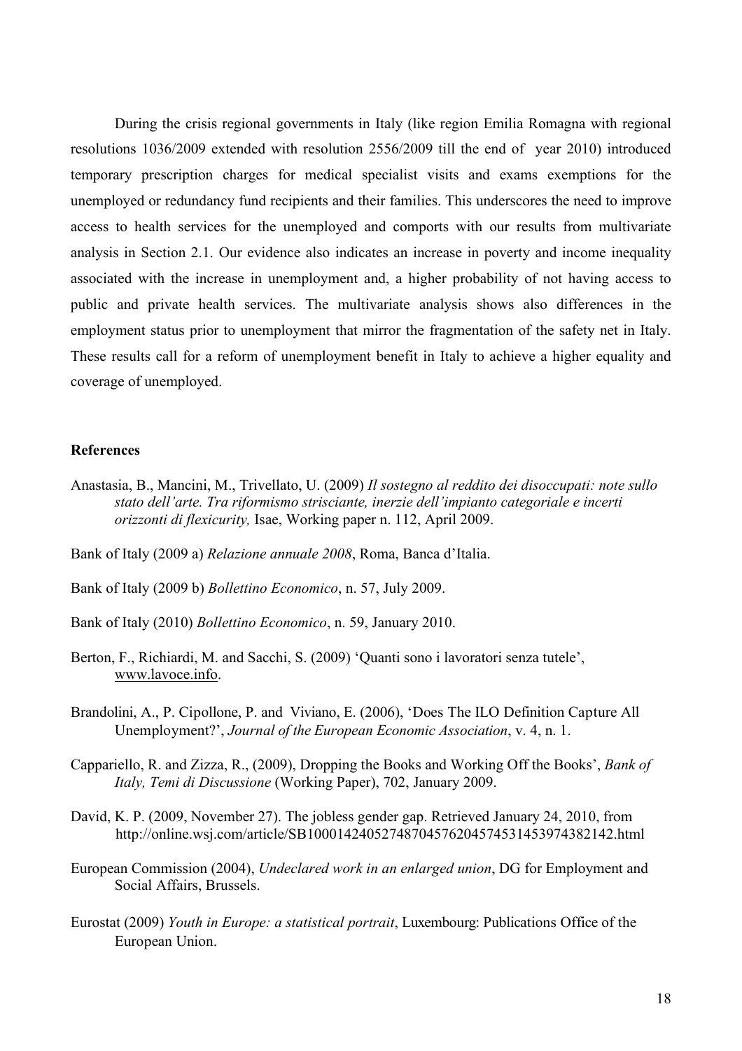During the crisis regional governments in Italy (like region Emilia Romagna with regional resolutions 1036/2009 extended with resolution 2556/2009 till the end of year 2010) introduced temporary prescription charges for medical specialist visits and exams exemptions for the unemployed or redundancy fund recipients and their families. This underscores the need to improve access to health services for the unemployed and comports with our results from multivariate analysis in Section 2.1. Our evidence also indicates an increase in poverty and income inequality associated with the increase in unemployment and, a higher probability of not having access to public and private health services. The multivariate analysis shows also differences in the employment status prior to unemployment that mirror the fragmentation of the safety net in Italy. These results call for a reform of unemployment benefit in Italy to achieve a higher equality and coverage of unemployed.

**References**

Anastasia, B., Mancini, M., Trivellato, U. (2009) *Il sostegno al reddito dei disoccupati: note sullo stato dell'arte. Tra riformismo strisciante, inerzie dell'impianto categoriale e incerti orizzonti di flexicurity,* Isae, Working paper n. 112, April 2009.

Bank of Italy (2009 a) *Relazione annuale 2008*, Roma, Banca d'Italia.

Bank of Italy (2009 b) *Bollettino Economico*, n. 57, July 2009.

Bank of Italy (2010) *Bollettino Economico*, n. 59, January 2010.

Berton, F., Richiardi, M. and Sacchi, S. (2009) 'Quanti sono i lavoratori senza tutele', www.lavoce.info.

Brandolini, A., P. Cipollone, P. and Viviano, E. (2006), 'Does The ILO Definition Capture All Unemployment?', *Journal of the European Economic Association*, v. 4, n. 1.

Cappariello, R. and Zizza, R., (2009), Dropping the Books and Working Off the Books', *Bank of Italy, Temi di Discussione* (Working Paper), 702, January 2009.

David, K. P. (2009, November 27). The jobless gender gap. Retrieved January 24, 2010, from http://online.wsj.com/article/SB10001424052748704576204574531453974382142.html

European Commission (2004), *Undeclared work in an enlarged union*, DG for Employment and Social Affairs, Brussels.

Eurostat (2009) *Youth in Europe: a statistical portrait*, Luxembourg: Publications Office of the European Union.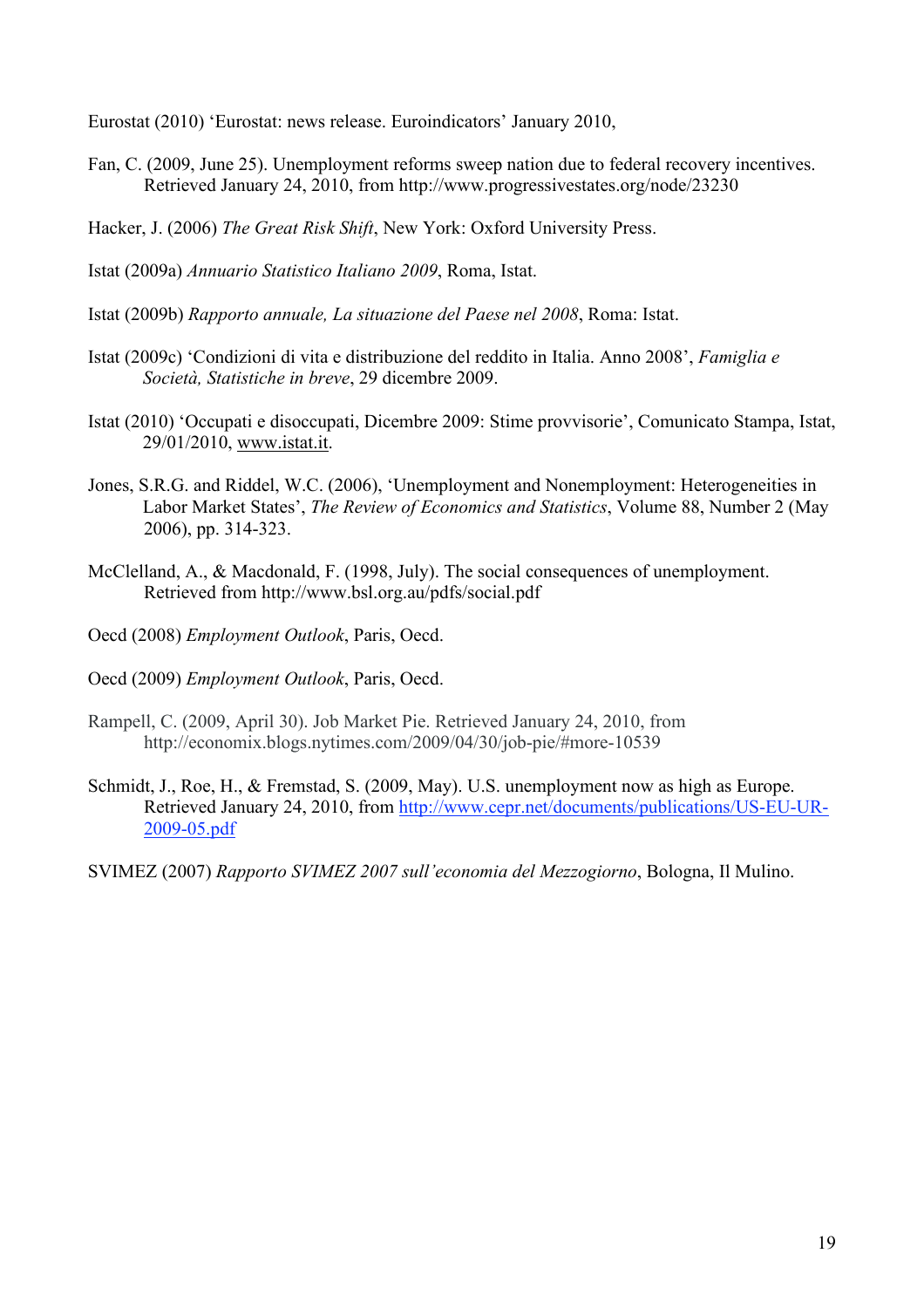Eurostat (2010) 'Eurostat: news release. Euroindicators' January 2010,

Fan, C. (2009, June 25). Unemployment reforms sweep nation due to federal recovery incentives. Retrieved January 24, 2010, from http://www.progressivestates.org/node/23230

Hacker, J. (2006) *The Great Risk Shift*, New York: Oxford University Press.

Istat (2009a) *Annuario Statistico Italiano 2009*, Roma, Istat.

Istat (2009b) *Rapporto annuale, La situazione del Paese nel 2008*, Roma: Istat.

Istat (2009c) 'Condizioni di vita e distribuzione del reddito in Italia. Anno 2008', *Famiglia e Società, Statistiche in breve*, 29 dicembre 2009.

Istat (2010) 'Occupati e disoccupati, Dicembre 2009: Stime provvisorie', Comunicato Stampa, Istat, 29/01/2010, www.istat.it.

Jones, S.R.G. and Riddel, W.C. (2006), 'Unemployment and Nonemployment: Heterogeneities in Labor Market States', *The Review of Economics and Statistics*, Volume 88, Number 2 (May 2006), pp. 314-323.

McClelland, A., & Macdonald, F. (1998, July). The social consequences of unemployment. Retrieved from http://www.bsl.org.au/pdfs/social.pdf

Oecd (2008) *Employment Outlook*, Paris, Oecd.

Oecd (2009) *Employment Outlook*, Paris, Oecd.

Rampell, C. (2009, April 30). Job Market Pie. Retrieved January 24, 2010, from http://economix.blogs.nytimes.com/2009/04/30/job-pie/#more-10539

Schmidt, J., Roe, H., & Fremstad, S. (2009, May). U.S. unemployment now as high as Europe. Retrieved January 24, 2010, from http://www.cepr.net/documents/publications/US-EU-UR-2009-05.pdf

SVIMEZ (2007) *Rapporto SVIMEZ 2007 sull'economia del Mezzogiorno*, Bologna, Il Mulino.